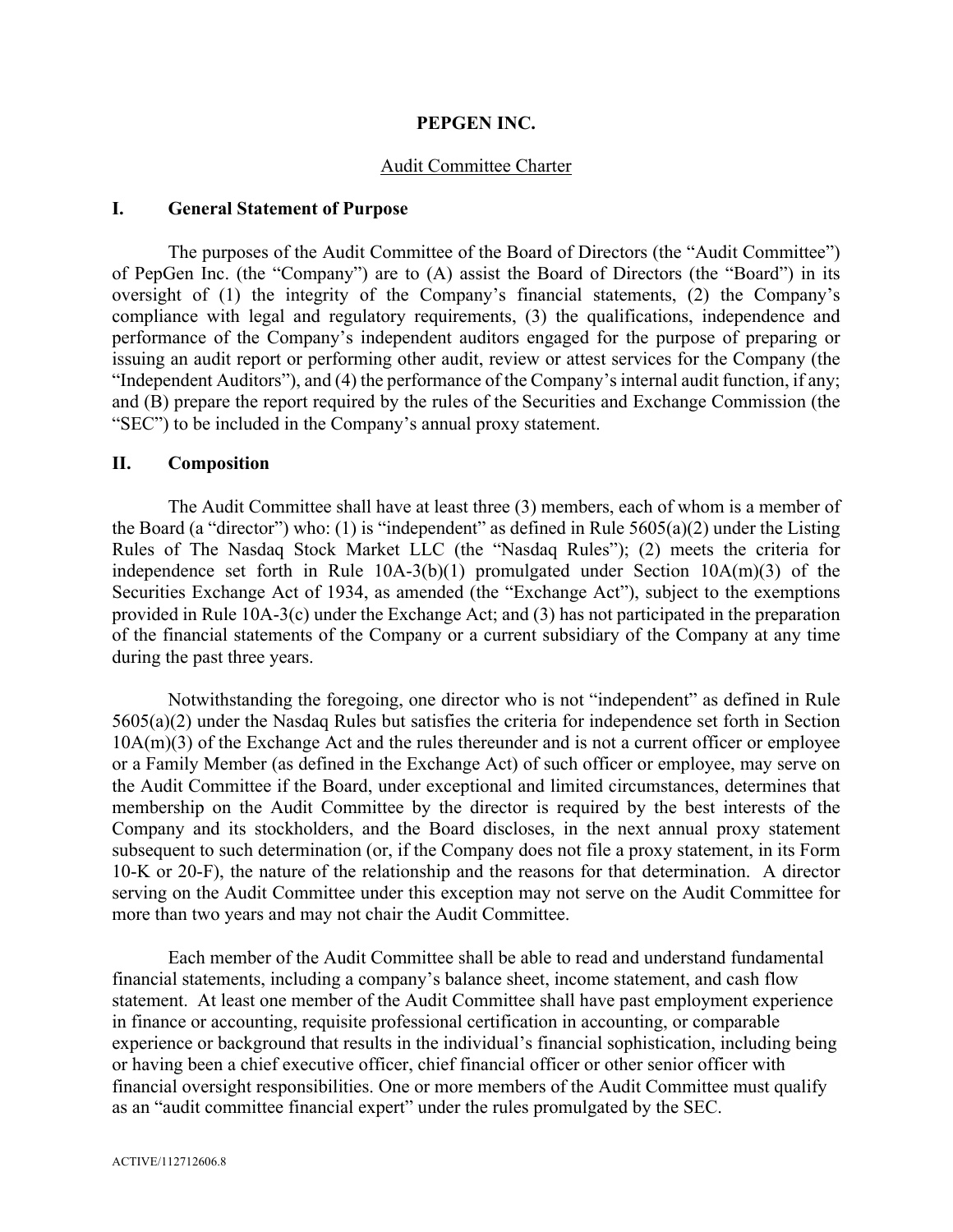# PEPGEN INC.

## Audit Committee Charter

### I. General Statement of Purpose

The purposes of the Audit Committee of the Board of Directors (the "Audit Committee") of PepGen Inc. (the "Company") are to (A) assist the Board of Directors (the "Board") in its oversight of (1) the integrity of the Company's financial statements, (2) the Company's compliance with legal and regulatory requirements, (3) the qualifications, independence and performance of the Company's independent auditors engaged for the purpose of preparing or issuing an audit report or performing other audit, review or attest services for the Company (the "Independent Auditors"), and (4) the performance of the Company's internal audit function, if any; and (B) prepare the report required by the rules of the Securities and Exchange Commission (the "SEC") to be included in the Company's annual proxy statement.

### II. Composition

The Audit Committee shall have at least three (3) members, each of whom is a member of the Board (a "director") who: (1) is "independent" as defined in Rule 5605(a)(2) under the Listing Rules of The Nasdaq Stock Market LLC (the "Nasdaq Rules"); (2) meets the criteria for independence set forth in Rule 10A-3(b)(1) promulgated under Section 10A(m)(3) of the Securities Exchange Act of 1934, as amended (the "Exchange Act"), subject to the exemptions provided in Rule 10A-3(c) under the Exchange Act; and (3) has not participated in the preparation of the financial statements of the Company or a current subsidiary of the Company at any time during the past three years.

Notwithstanding the foregoing, one director who is not "independent" as defined in Rule 5605(a)(2) under the Nasdaq Rules but satisfies the criteria for independence set forth in Section 10A(m)(3) of the Exchange Act and the rules thereunder and is not a current officer or employee or a Family Member (as defined in the Exchange Act) of such officer or employee, may serve on the Audit Committee if the Board, under exceptional and limited circumstances, determines that membership on the Audit Committee by the director is required by the best interests of the Company and its stockholders, and the Board discloses, in the next annual proxy statement subsequent to such determination (or, if the Company does not file a proxy statement, in its Form 10-K or 20-F), the nature of the relationship and the reasons for that determination. A director serving on the Audit Committee under this exception may not serve on the Audit Committee for more than two years and may not chair the Audit Committee.

Each member of the Audit Committee shall be able to read and understand fundamental financial statements, including a company's balance sheet, income statement, and cash flow statement. At least one member of the Audit Committee shall have past employment experience in finance or accounting, requisite professional certification in accounting, or comparable experience or background that results in the individual's financial sophistication, including being or having been a chief executive officer, chief financial officer or other senior officer with financial oversight responsibilities. One or more members of the Audit Committee must qualify as an "audit committee financial expert" under the rules promulgated by the SEC.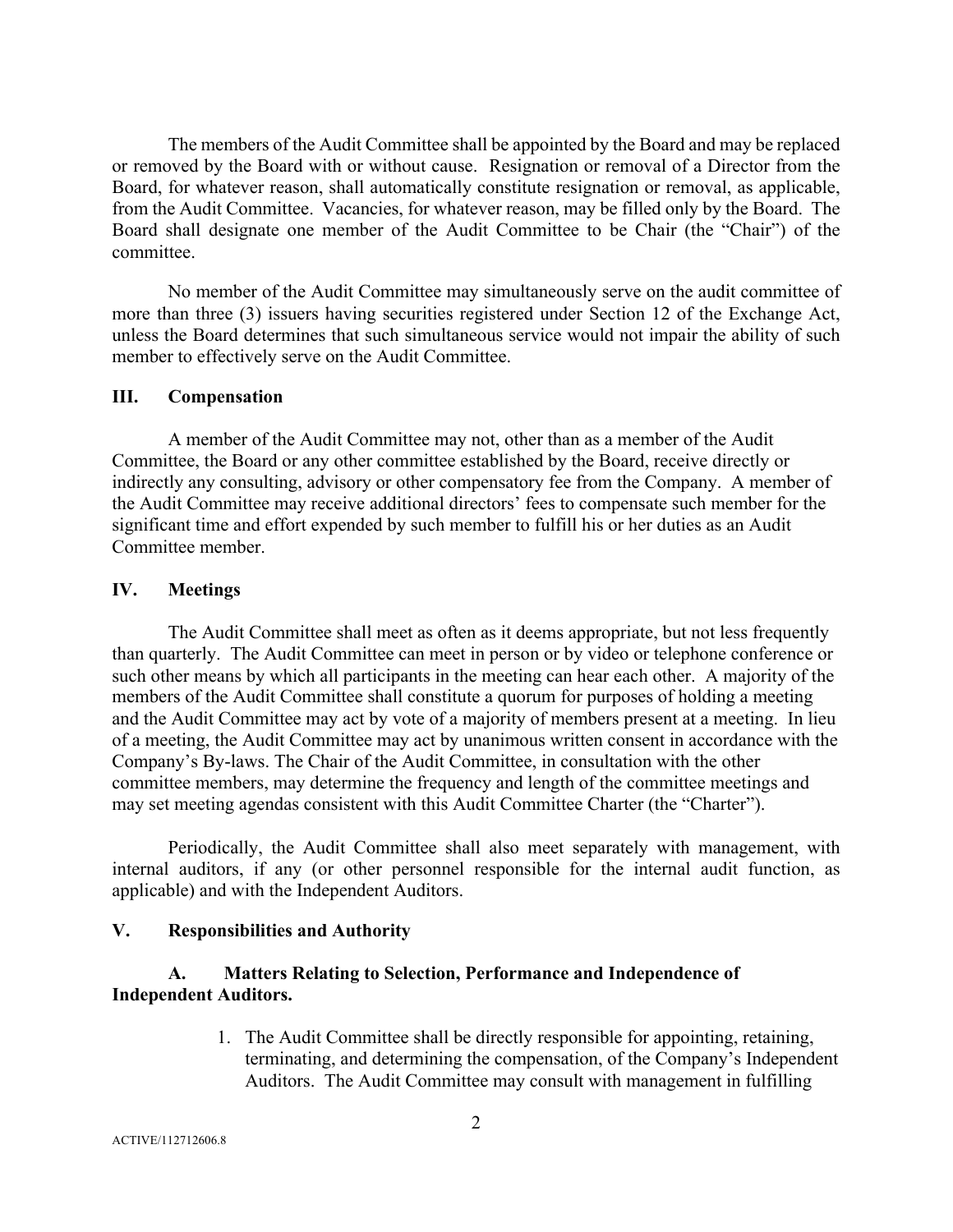The members of the Audit Committee shall be appointed by the Board and may be replaced or removed by the Board with or without cause. Resignation or removal of a Director from the Board, for whatever reason, shall automatically constitute resignation or removal, as applicable, from the Audit Committee. Vacancies, for whatever reason, may be filled only by the Board. The Board shall designate one member of the Audit Committee to be Chair (the "Chair") of the committee.

No member of the Audit Committee may simultaneously serve on the audit committee of more than three (3) issuers having securities registered under Section 12 of the Exchange Act, unless the Board determines that such simultaneous service would not impair the ability of such member to effectively serve on the Audit Committee.

## III. Compensation

A member of the Audit Committee may not, other than as a member of the Audit Committee, the Board or any other committee established by the Board, receive directly or indirectly any consulting, advisory or other compensatory fee from the Company. A member of the Audit Committee may receive additional directors' fees to compensate such member for the significant time and effort expended by such member to fulfill his or her duties as an Audit Committee member.

## IV. Meetings

The Audit Committee shall meet as often as it deems appropriate, but not less frequently than quarterly. The Audit Committee can meet in person or by video or telephone conference or such other means by which all participants in the meeting can hear each other. A majority of the members of the Audit Committee shall constitute a quorum for purposes of holding a meeting and the Audit Committee may act by vote of a majority of members present at a meeting. In lieu of a meeting, the Audit Committee may act by unanimous written consent in accordance with the Company's By-laws. The Chair of the Audit Committee, in consultation with the other committee members, may determine the frequency and length of the committee meetings and may set meeting agendas consistent with this Audit Committee Charter (the "Charter").

Periodically, the Audit Committee shall also meet separately with management, with internal auditors, if any (or other personnel responsible for the internal audit function, as applicable) and with the Independent Auditors.

## V. Responsibilities and Authority

### A. Matters Relating to Selection, Performance and Independence of Independent Auditors.

1. The Audit Committee shall be directly responsible for appointing, retaining, terminating, and determining the compensation, of the Company's Independent Auditors. The Audit Committee may consult with management in fulfilling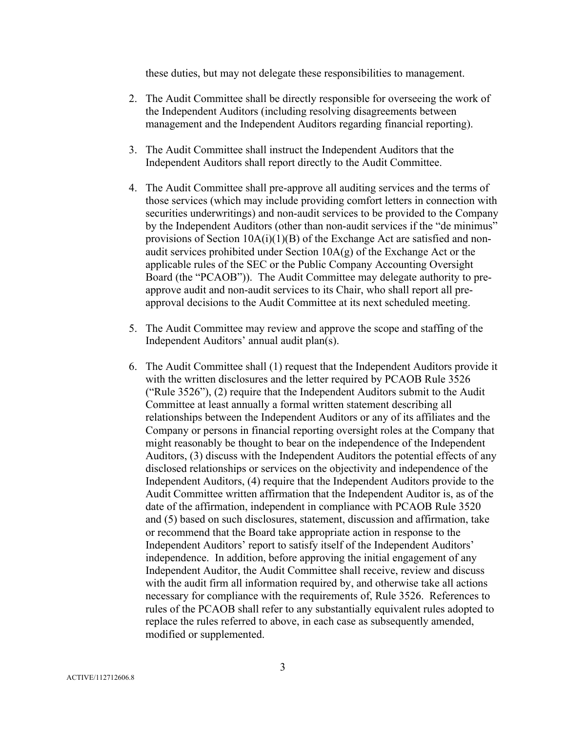these duties, but may not delegate these responsibilities to management.

2. The Audit Committee shall be directly responsible for overseeing the work of the Independent Auditors (including resolving disagreements between management and the Independent Auditors regarding financial reporting).

3. The Audit Committee shall instruct the Independent Auditors that the Independent Auditors shall report directly to the Audit Committee.

4. The Audit Committee shall pre-approve all auditing services and the terms of those services (which may include providing comfort letters in connection with securities underwritings) and non-audit services to be provided to the Company by the Independent Auditors (other than non-audit services if the "de minimus" provisions of Section 10A(i)(1)(B) of the Exchange Act are satisfied and non-audit services prohibited under Section 10A(g) of the Exchange Act or the applicable rules of the SEC or the Public Company Accounting Oversight Board (the "PCAOB")). The Audit Committee may delegate authority to pre-approve audit and non-audit services to its Chair, who shall report all pre-approval decisions to the Audit Committee at its next scheduled meeting.

5. The Audit Committee may review and approve the scope and staffing of the Independent Auditors' annual audit plan(s).

6. The Audit Committee shall (1) request that the Independent Auditors provide it with the written disclosures and the letter required by PCAOB Rule 3526 ("Rule 3526"), (2) require that the Independent Auditors submit to the Audit Committee at least annually a formal written statement describing all relationships between the Independent Auditors or any of its affiliates and the Company or persons in financial reporting oversight roles at the Company that might reasonably be thought to bear on the independence of the Independent Auditors, (3) discuss with the Independent Auditors the potential effects of any disclosed relationships or services on the objectivity and independence of the Independent Auditors, (4) require that the Independent Auditors provide to the Audit Committee written affirmation that the Independent Auditor is, as of the date of the affirmation, independent in compliance with PCAOB Rule 3520 and (5) based on such disclosures, statement, discussion and affirmation, take or recommend that the Board take appropriate action in response to the Independent Auditors' report to satisfy itself of the Independent Auditors' independence. In addition, before approving the initial engagement of any Independent Auditor, the Audit Committee shall receive, review and discuss with the audit firm all information required by, and otherwise take all actions necessary for compliance with the requirements of, Rule 3526. References to rules of the PCAOB shall refer to any substantially equivalent rules adopted to replace the rules referred to above, in each case as subsequently amended, modified or supplemented.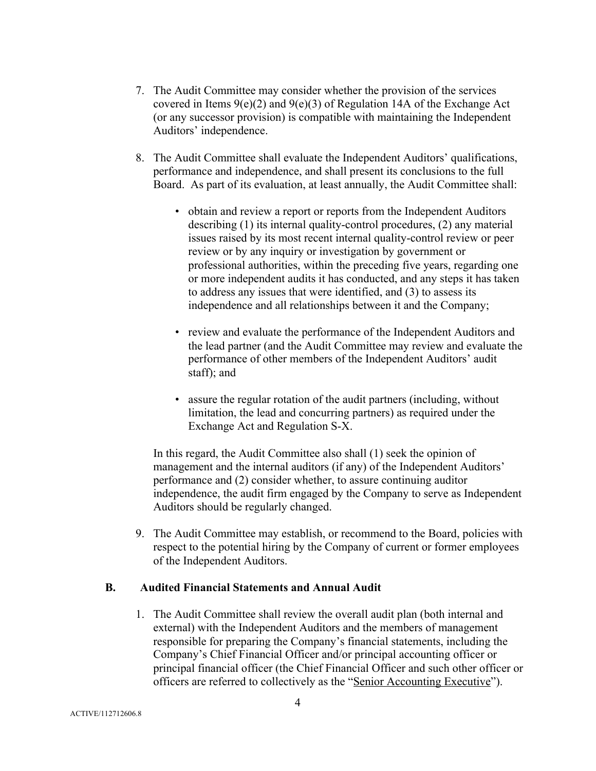7. The Audit Committee may consider whether the provision of the services covered in Items 9(e)(2) and 9(e)(3) of Regulation 14A of the Exchange Act (or any successor provision) is compatible with maintaining the Independent Auditors' independence.

8. The Audit Committee shall evaluate the Independent Auditors' qualifications, performance and independence, and shall present its conclusions to the full Board. As part of its evaluation, at least annually, the Audit Committee shall:

   - obtain and review a report or reports from the Independent Auditors describing (1) its internal quality-control procedures, (2) any material issues raised by its most recent internal quality-control review or peer review or by any inquiry or investigation by government or professional authorities, within the preceding five years, regarding one or more independent audits it has conducted, and any steps it has taken to address any issues that were identified, and (3) to assess its independence and all relationships between it and the Company;

   - review and evaluate the performance of the Independent Auditors and the lead partner (and the Audit Committee may review and evaluate the performance of other members of the Independent Auditors' audit staff); and

   - assure the regular rotation of the audit partners (including, without limitation, the lead and concurring partners) as required under the Exchange Act and Regulation S-X.

   In this regard, the Audit Committee also shall (1) seek the opinion of management and the internal auditors (if any) of the Independent Auditors' performance and (2) consider whether, to assure continuing auditor independence, the audit firm engaged by the Company to serve as Independent Auditors should be regularly changed.

9. The Audit Committee may establish, or recommend to the Board, policies with respect to the potential hiring by the Company of current or former employees of the Independent Auditors.

### B. Audited Financial Statements and Annual Audit

1. The Audit Committee shall review the overall audit plan (both internal and external) with the Independent Auditors and the members of management responsible for preparing the Company's financial statements, including the Company's Chief Financial Officer and/or principal accounting officer or principal financial officer (the Chief Financial Officer and such other officer or officers are referred to collectively as the "Senior Accounting Executive").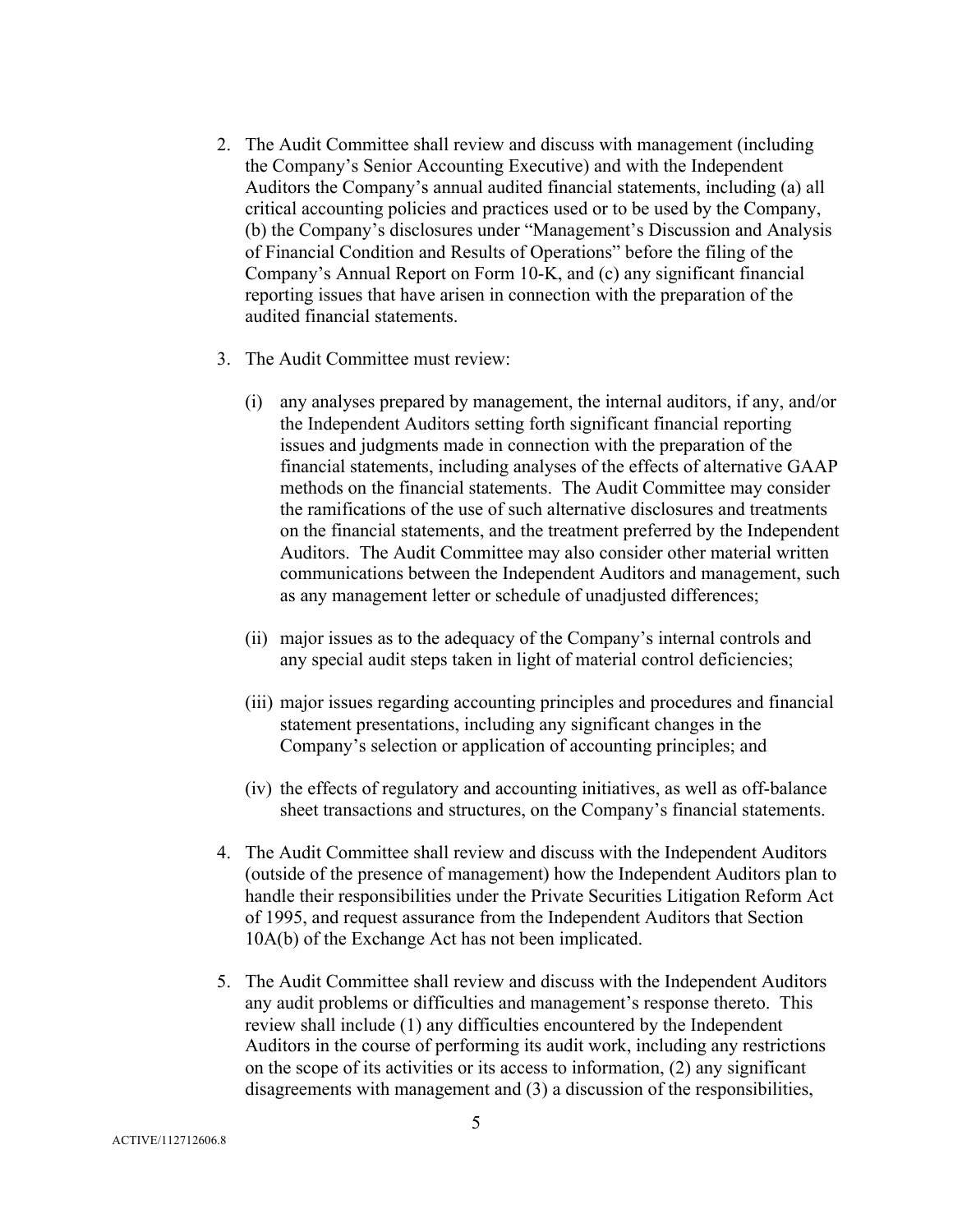2. The Audit Committee shall review and discuss with management (including the Company's Senior Accounting Executive) and with the Independent Auditors the Company's annual audited financial statements, including (a) all critical accounting policies and practices used or to be used by the Company, (b) the Company's disclosures under "Management's Discussion and Analysis of Financial Condition and Results of Operations" before the filing of the Company's Annual Report on Form 10-K, and (c) any significant financial reporting issues that have arisen in connection with the preparation of the audited financial statements.

3. The Audit Committee must review:

   (i) any analyses prepared by management, the internal auditors, if any, and/or the Independent Auditors setting forth significant financial reporting issues and judgments made in connection with the preparation of the financial statements, including analyses of the effects of alternative GAAP methods on the financial statements. The Audit Committee may consider the ramifications of the use of such alternative disclosures and treatments on the financial statements, and the treatment preferred by the Independent Auditors. The Audit Committee may also consider other material written communications between the Independent Auditors and management, such as any management letter or schedule of unadjusted differences;

   (ii) major issues as to the adequacy of the Company's internal controls and any special audit steps taken in light of material control deficiencies;

   (iii) major issues regarding accounting principles and procedures and financial statement presentations, including any significant changes in the Company's selection or application of accounting principles; and

   (iv) the effects of regulatory and accounting initiatives, as well as off-balance sheet transactions and structures, on the Company's financial statements.

4. The Audit Committee shall review and discuss with the Independent Auditors (outside of the presence of management) how the Independent Auditors plan to handle their responsibilities under the Private Securities Litigation Reform Act of 1995, and request assurance from the Independent Auditors that Section 10A(b) of the Exchange Act has not been implicated.

5. The Audit Committee shall review and discuss with the Independent Auditors any audit problems or difficulties and management's response thereto. This review shall include (1) any difficulties encountered by the Independent Auditors in the course of performing its audit work, including any restrictions on the scope of its activities or its access to information, (2) any significant disagreements with management and (3) a discussion of the responsibilities,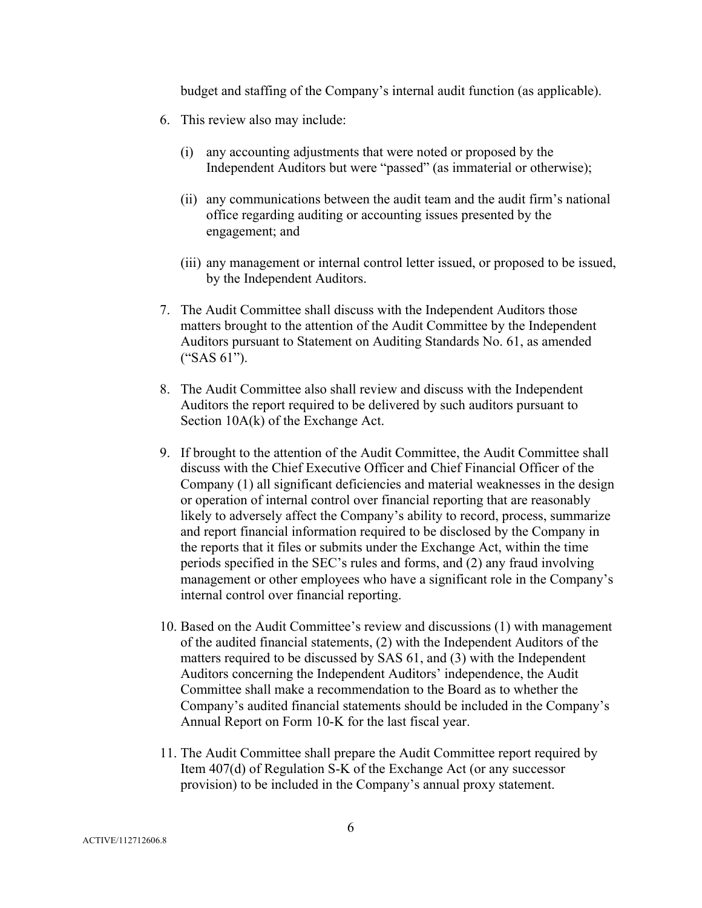budget and staffing of the Company's internal audit function (as applicable).

6. This review also may include:

   (i) any accounting adjustments that were noted or proposed by the Independent Auditors but were "passed" (as immaterial or otherwise);

   (ii) any communications between the audit team and the audit firm's national office regarding auditing or accounting issues presented by the engagement; and

   (iii) any management or internal control letter issued, or proposed to be issued, by the Independent Auditors.

7. The Audit Committee shall discuss with the Independent Auditors those matters brought to the attention of the Audit Committee by the Independent Auditors pursuant to Statement on Auditing Standards No. 61, as amended ("SAS 61").

8. The Audit Committee also shall review and discuss with the Independent Auditors the report required to be delivered by such auditors pursuant to Section 10A(k) of the Exchange Act.

9. If brought to the attention of the Audit Committee, the Audit Committee shall discuss with the Chief Executive Officer and Chief Financial Officer of the Company (1) all significant deficiencies and material weaknesses in the design or operation of internal control over financial reporting that are reasonably likely to adversely affect the Company's ability to record, process, summarize and report financial information required to be disclosed by the Company in the reports that it files or submits under the Exchange Act, within the time periods specified in the SEC's rules and forms, and (2) any fraud involving management or other employees who have a significant role in the Company's internal control over financial reporting.

10. Based on the Audit Committee's review and discussions (1) with management of the audited financial statements, (2) with the Independent Auditors of the matters required to be discussed by SAS 61, and (3) with the Independent Auditors concerning the Independent Auditors' independence, the Audit Committee shall make a recommendation to the Board as to whether the Company's audited financial statements should be included in the Company's Annual Report on Form 10-K for the last fiscal year.

11. The Audit Committee shall prepare the Audit Committee report required by Item 407(d) of Regulation S-K of the Exchange Act (or any successor provision) to be included in the Company's annual proxy statement.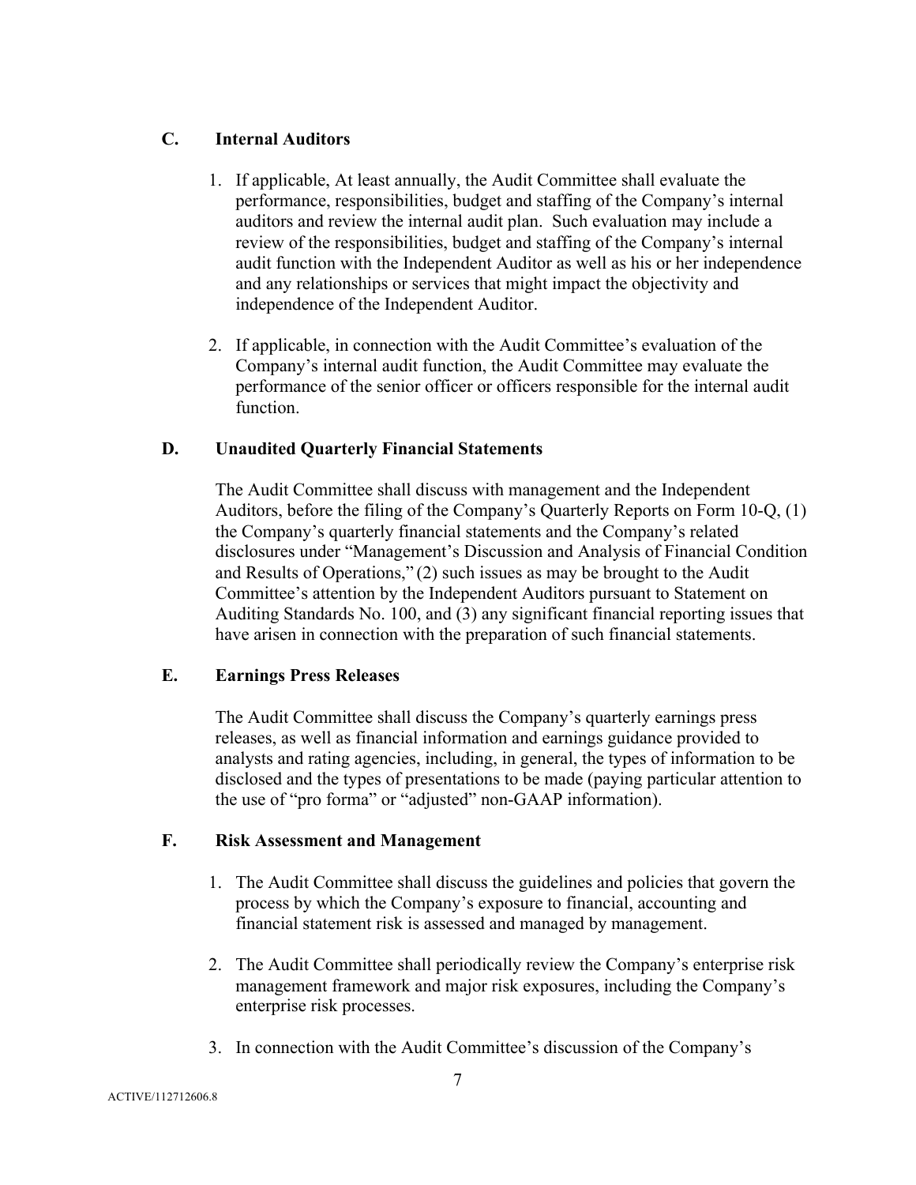### C. Internal Auditors

1. If applicable, At least annually, the Audit Committee shall evaluate the performance, responsibilities, budget and staffing of the Company's internal auditors and review the internal audit plan. Such evaluation may include a review of the responsibilities, budget and staffing of the Company's internal audit function with the Independent Auditor as well as his or her independence and any relationships or services that might impact the objectivity and independence of the Independent Auditor.

2. If applicable, in connection with the Audit Committee's evaluation of the Company's internal audit function, the Audit Committee may evaluate the performance of the senior officer or officers responsible for the internal audit function.

### D. Unaudited Quarterly Financial Statements

The Audit Committee shall discuss with management and the Independent Auditors, before the filing of the Company's Quarterly Reports on Form 10-Q, (1) the Company's quarterly financial statements and the Company's related disclosures under "Management's Discussion and Analysis of Financial Condition and Results of Operations," (2) such issues as may be brought to the Audit Committee's attention by the Independent Auditors pursuant to Statement on Auditing Standards No. 100, and (3) any significant financial reporting issues that have arisen in connection with the preparation of such financial statements.

### E. Earnings Press Releases

The Audit Committee shall discuss the Company's quarterly earnings press releases, as well as financial information and earnings guidance provided to analysts and rating agencies, including, in general, the types of information to be disclosed and the types of presentations to be made (paying particular attention to the use of "pro forma" or "adjusted" non-GAAP information).

### F. Risk Assessment and Management

1. The Audit Committee shall discuss the guidelines and policies that govern the process by which the Company's exposure to financial, accounting and financial statement risk is assessed and managed by management.

2. The Audit Committee shall periodically review the Company's enterprise risk management framework and major risk exposures, including the Company's enterprise risk processes.

3. In connection with the Audit Committee's discussion of the Company's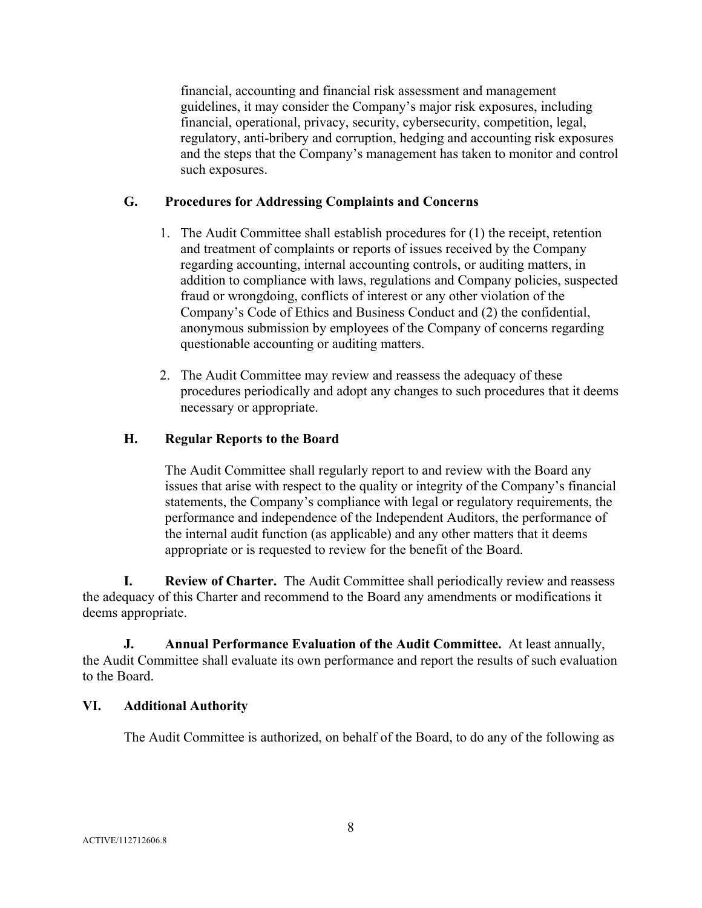financial, accounting and financial risk assessment and management guidelines, it may consider the Company's major risk exposures, including financial, operational, privacy, security, cybersecurity, competition, legal, regulatory, anti-bribery and corruption, hedging and accounting risk exposures and the steps that the Company's management has taken to monitor and control such exposures.

### G. Procedures for Addressing Complaints and Concerns

1. The Audit Committee shall establish procedures for (1) the receipt, retention and treatment of complaints or reports of issues received by the Company regarding accounting, internal accounting controls, or auditing matters, in addition to compliance with laws, regulations and Company policies, suspected fraud or wrongdoing, conflicts of interest or any other violation of the Company's Code of Ethics and Business Conduct and (2) the confidential, anonymous submission by employees of the Company of concerns regarding questionable accounting or auditing matters.

2. The Audit Committee may review and reassess the adequacy of these procedures periodically and adopt any changes to such procedures that it deems necessary or appropriate.

### H. Regular Reports to the Board

The Audit Committee shall regularly report to and review with the Board any issues that arise with respect to the quality or integrity of the Company's financial statements, the Company's compliance with legal or regulatory requirements, the performance and independence of the Independent Auditors, the performance of the internal audit function (as applicable) and any other matters that it deems appropriate or is requested to review for the benefit of the Board.

**I. Review of Charter.** The Audit Committee shall periodically review and reassess the adequacy of this Charter and recommend to the Board any amendments or modifications it deems appropriate.

**J. Annual Performance Evaluation of the Audit Committee.** At least annually, the Audit Committee shall evaluate its own performance and report the results of such evaluation to the Board.

## VI. Additional Authority

The Audit Committee is authorized, on behalf of the Board, to do any of the following as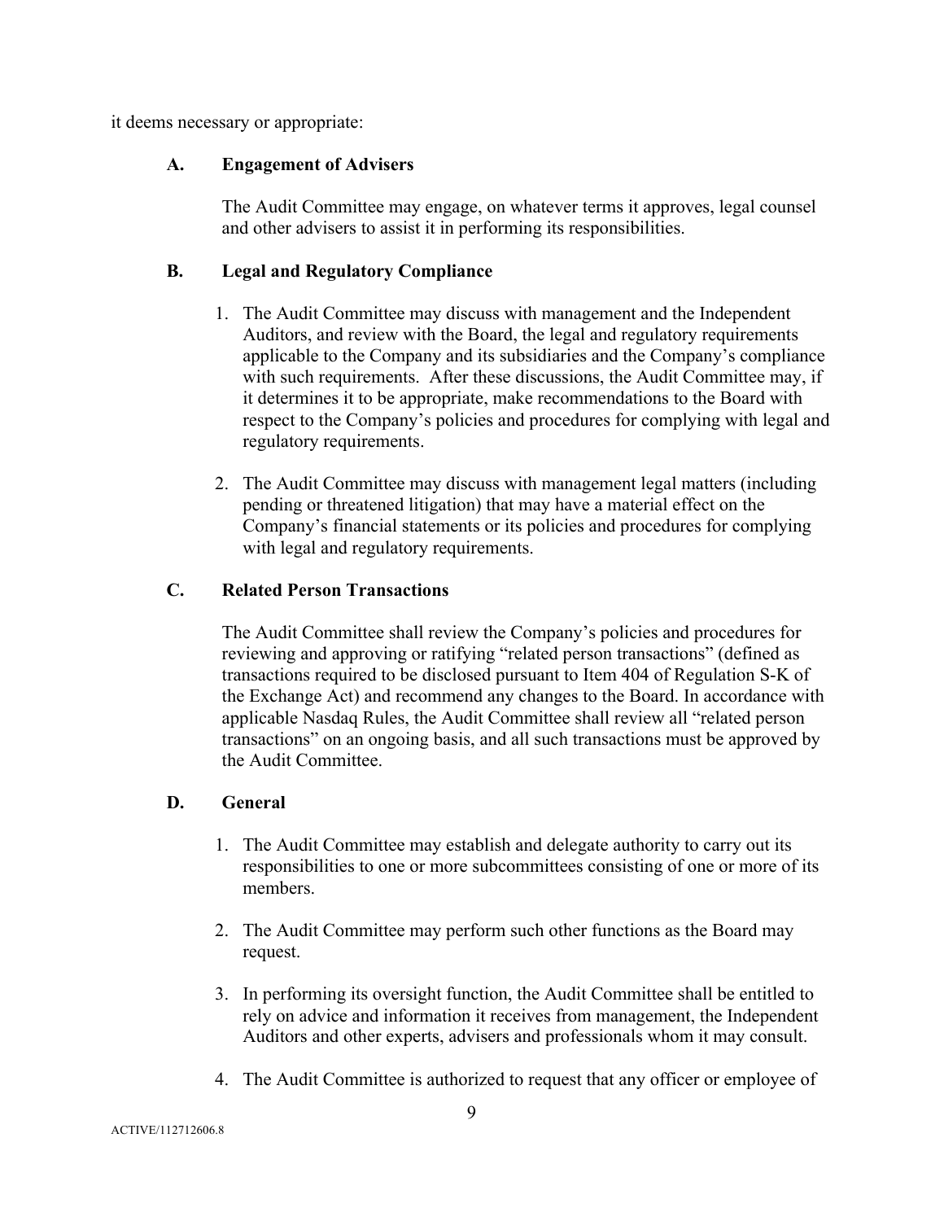it deems necessary or appropriate:

### A. Engagement of Advisers

The Audit Committee may engage, on whatever terms it approves, legal counsel and other advisers to assist it in performing its responsibilities.

### B. Legal and Regulatory Compliance

1. The Audit Committee may discuss with management and the Independent Auditors, and review with the Board, the legal and regulatory requirements applicable to the Company and its subsidiaries and the Company's compliance with such requirements. After these discussions, the Audit Committee may, if it determines it to be appropriate, make recommendations to the Board with respect to the Company's policies and procedures for complying with legal and regulatory requirements.

2. The Audit Committee may discuss with management legal matters (including pending or threatened litigation) that may have a material effect on the Company's financial statements or its policies and procedures for complying with legal and regulatory requirements.

### C. Related Person Transactions

The Audit Committee shall review the Company's policies and procedures for reviewing and approving or ratifying "related person transactions" (defined as transactions required to be disclosed pursuant to Item 404 of Regulation S-K of the Exchange Act) and recommend any changes to the Board. In accordance with applicable Nasdaq Rules, the Audit Committee shall review all "related person transactions" on an ongoing basis, and all such transactions must be approved by the Audit Committee.

### D. General

1. The Audit Committee may establish and delegate authority to carry out its responsibilities to one or more subcommittees consisting of one or more of its members.

2. The Audit Committee may perform such other functions as the Board may request.

3. In performing its oversight function, the Audit Committee shall be entitled to rely on advice and information it receives from management, the Independent Auditors and other experts, advisers and professionals whom it may consult.

4. The Audit Committee is authorized to request that any officer or employee of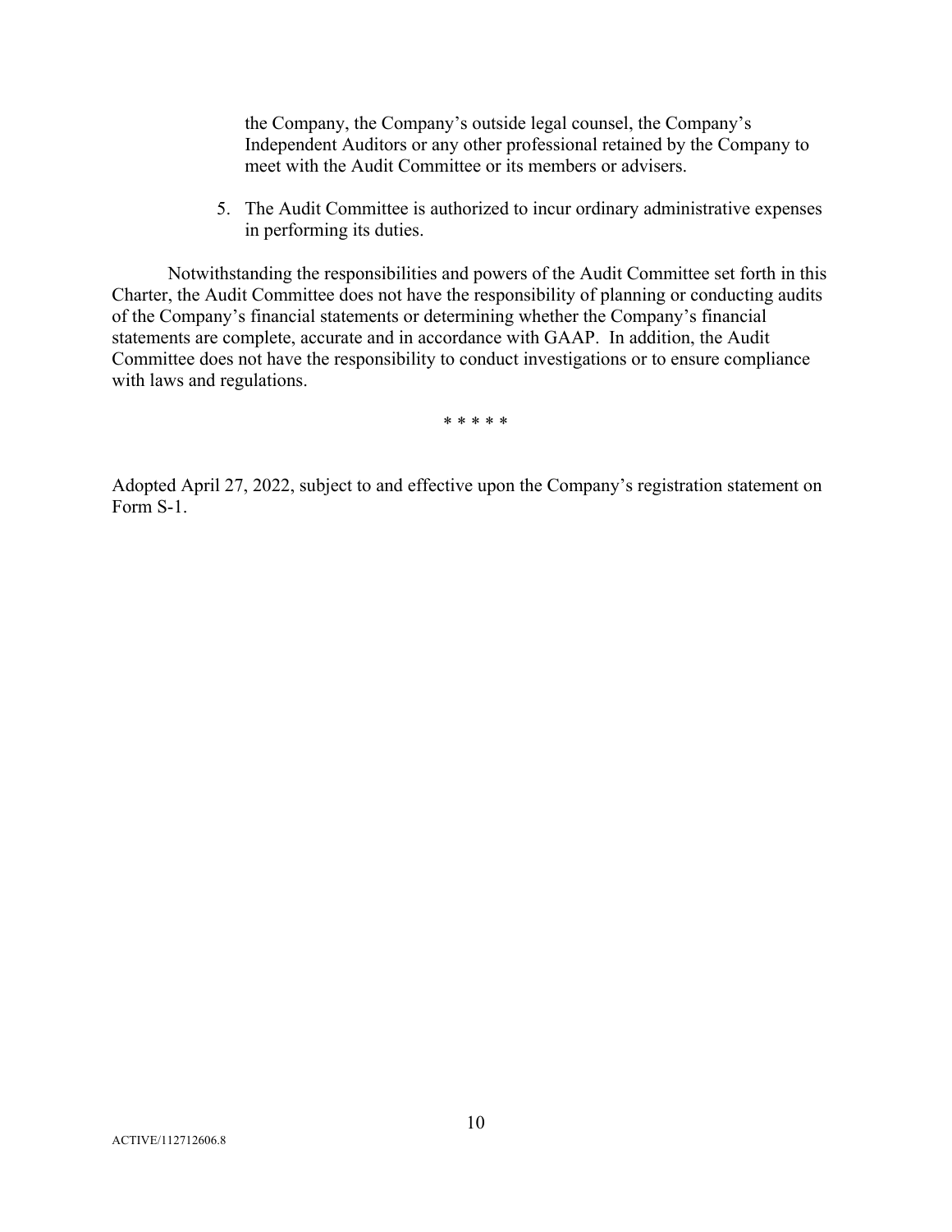the Company, the Company's outside legal counsel, the Company's Independent Auditors or any other professional retained by the Company to meet with the Audit Committee or its members or advisers.

5. The Audit Committee is authorized to incur ordinary administrative expenses in performing its duties.

Notwithstanding the responsibilities and powers of the Audit Committee set forth in this Charter, the Audit Committee does not have the responsibility of planning or conducting audits of the Company's financial statements or determining whether the Company's financial statements are complete, accurate and in accordance with GAAP. In addition, the Audit Committee does not have the responsibility to conduct investigations or to ensure compliance with laws and regulations.

\* \* \* \* \*

Adopted April 27, 2022, subject to and effective upon the Company's registration statement on Form S-1.

ACTIVE/112712606.8